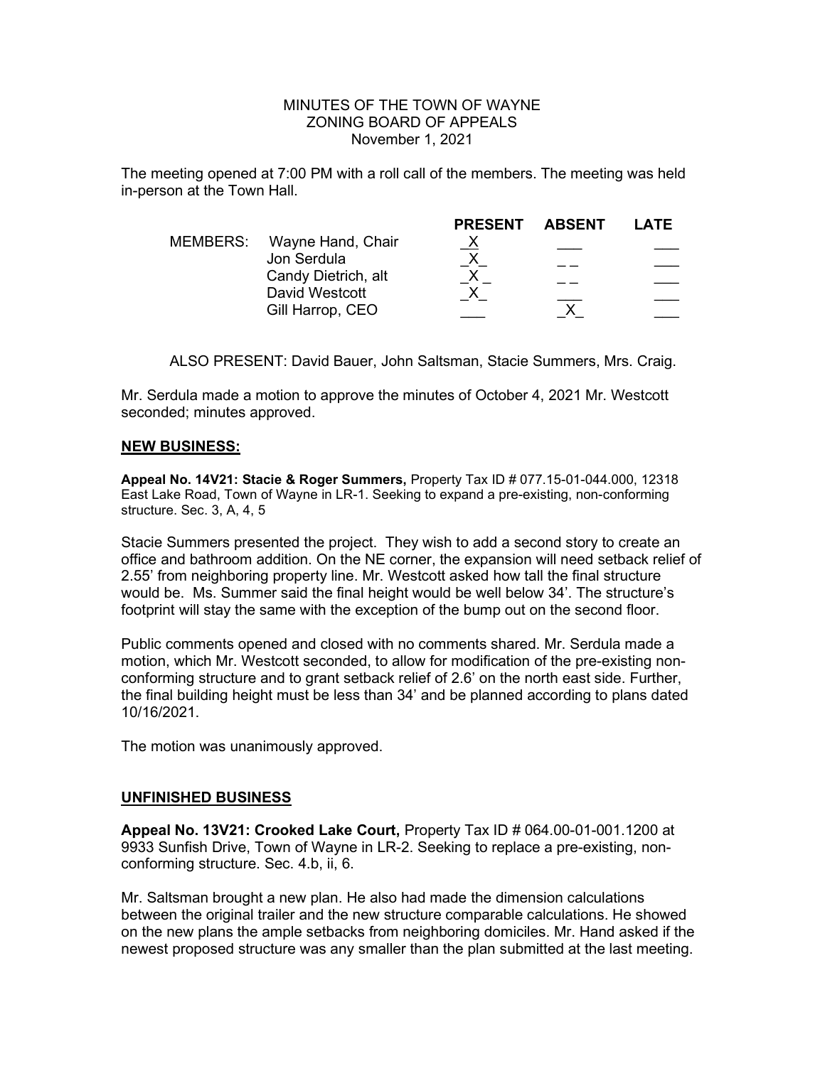MINUTES OF THE TOWN OF WAYNE
ZONING BOARD OF APPEALS
November 1, 2021

The meeting opened at 7:00 PM with a roll call of the members. The meeting was held in-person at the Town Hall.

| MEMBERS: | | PRESENT | ABSENT | LATE |
|---|---|---|---|---|
| | Wayne Hand, Chair | X | | |
| | Jon Serdula | X | | |
| | Candy Dietrich, alt | X | | |
| | David Westcott | X | | |
| | Gill Harrop, CEO | | X | |

ALSO PRESENT: David Bauer, John Saltsman, Stacie Summers, Mrs. Craig.

Mr. Serdula made a motion to approve the minutes of October 4, 2021 Mr. Westcott seconded; minutes approved.

## NEW BUSINESS:

**Appeal No. 14V21: Stacie & Roger Summers,** Property Tax ID # 077.15-01-044.000, 12318 East Lake Road, Town of Wayne in LR-1. Seeking to expand a pre-existing, non-conforming structure. Sec. 3, A, 4, 5

Stacie Summers presented the project. They wish to add a second story to create an office and bathroom addition. On the NE corner, the expansion will need setback relief of 2.55' from neighboring property line. Mr. Westcott asked how tall the final structure would be. Ms. Summer said the final height would be well below 34'. The structure's footprint will stay the same with the exception of the bump out on the second floor.

Public comments opened and closed with no comments shared. Mr. Serdula made a motion, which Mr. Westcott seconded, to allow for modification of the pre-existing non-conforming structure and to grant setback relief of 2.6' on the north east side. Further, the final building height must be less than 34' and be planned according to plans dated 10/16/2021.

The motion was unanimously approved.

## UNFINISHED BUSINESS

**Appeal No. 13V21: Crooked Lake Court,** Property Tax ID # 064.00-01-001.1200 at 9933 Sunfish Drive, Town of Wayne in LR-2. Seeking to replace a pre-existing, non-conforming structure. Sec. 4.b, ii, 6.

Mr. Saltsman brought a new plan. He also had made the dimension calculations between the original trailer and the new structure comparable calculations. He showed on the new plans the ample setbacks from neighboring domiciles. Mr. Hand asked if the newest proposed structure was any smaller than the plan submitted at the last meeting.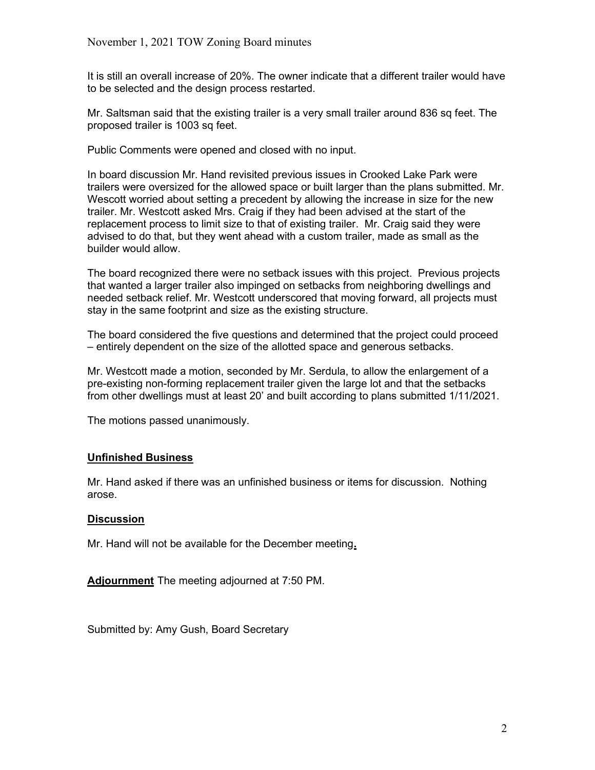It is still an overall increase of 20%. The owner indicate that a different trailer would have to be selected and the design process restarted.

Mr. Saltsman said that the existing trailer is a very small trailer around 836 sq feet. The proposed trailer is 1003 sq feet.

Public Comments were opened and closed with no input.

In board discussion Mr. Hand revisited previous issues in Crooked Lake Park were trailers were oversized for the allowed space or built larger than the plans submitted. Mr. Wescott worried about setting a precedent by allowing the increase in size for the new trailer. Mr. Westcott asked Mrs. Craig if they had been advised at the start of the replacement process to limit size to that of existing trailer. Mr. Craig said they were advised to do that, but they went ahead with a custom trailer, made as small as the builder would allow.

The board recognized there were no setback issues with this project. Previous projects that wanted a larger trailer also impinged on setbacks from neighboring dwellings and needed setback relief. Mr. Westcott underscored that moving forward, all projects must stay in the same footprint and size as the existing structure.

The board considered the five questions and determined that the project could proceed – entirely dependent on the size of the allotted space and generous setbacks.

Mr. Westcott made a motion, seconded by Mr. Serdula, to allow the enlargement of a pre-existing non-forming replacement trailer given the large lot and that the setbacks from other dwellings must at least 20' and built according to plans submitted 1/11/2021.

The motions passed unanimously.

## Unfinished Business

Mr. Hand asked if there was an unfinished business or items for discussion. Nothing arose.

## Discussion

Mr. Hand will not be available for the December meeting.

**Adjournment** The meeting adjourned at 7:50 PM.

Submitted by: Amy Gush, Board Secretary